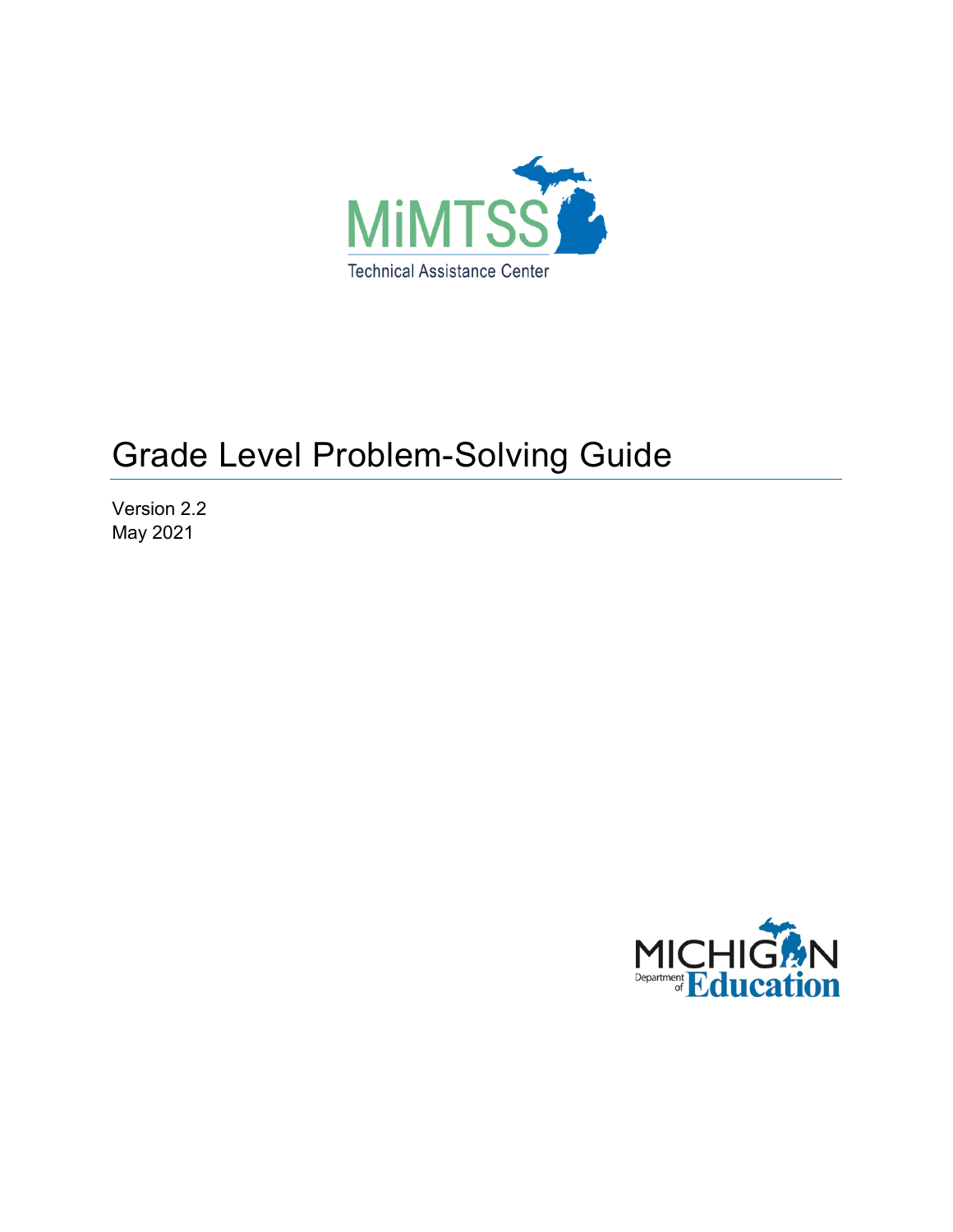MiMTSS

Technical Assistance Center

# Grade Level Problem-Solving Guide

Version 2.2
May 2021

MICHIGAN Department of Education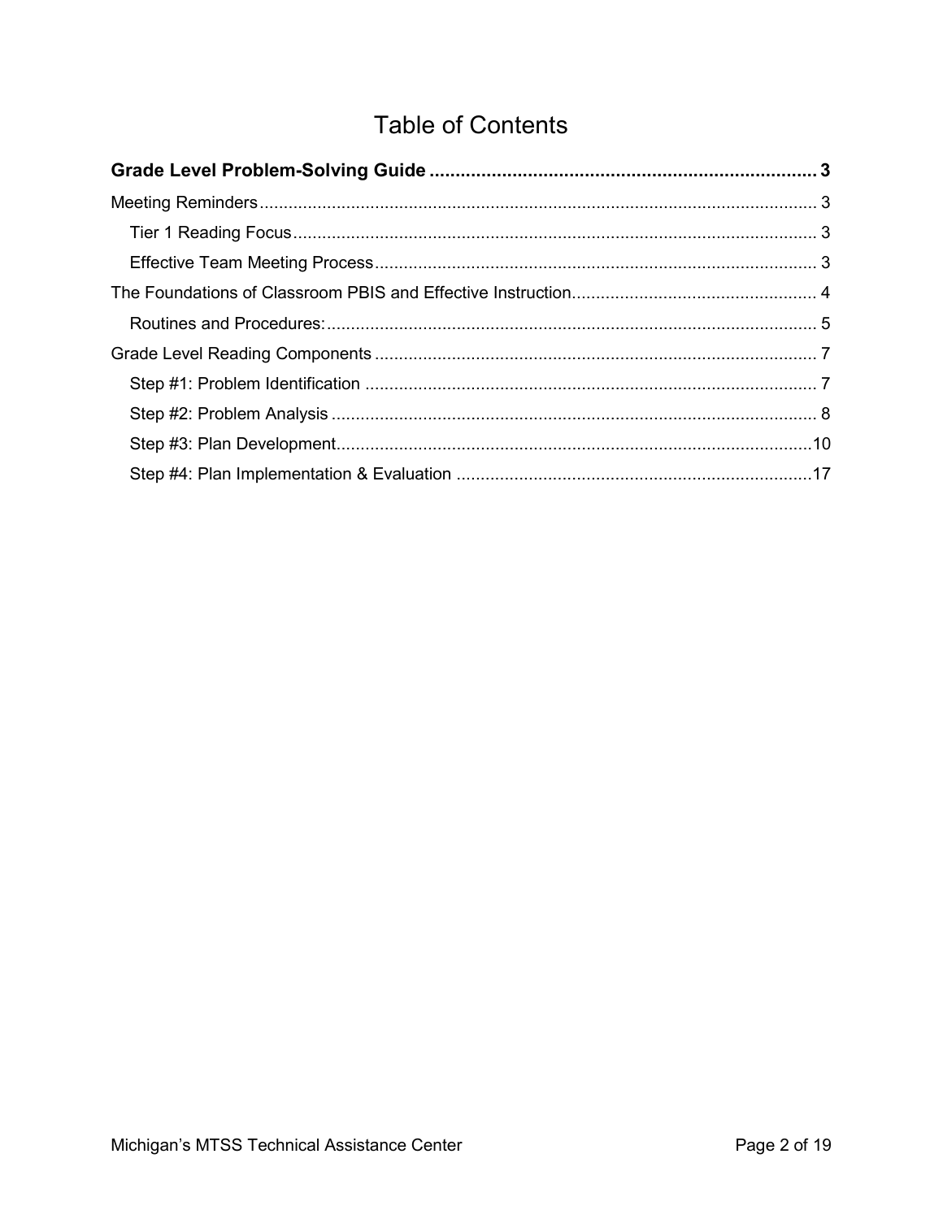# Table of Contents

**Grade Level Problem-Solving Guide** .......... **3**

Meeting Reminders .......... 3

- Tier 1 Reading Focus .......... 3
- Effective Team Meeting Process .......... 3

The Foundations of Classroom PBIS and Effective Instruction .......... 4

- Routines and Procedures: .......... 5

Grade Level Reading Components .......... 7

- Step #1: Problem Identification .......... 7
- Step #2: Problem Analysis .......... 8
- Step #3: Plan Development .......... 10
- Step #4: Plan Implementation & Evaluation .......... 17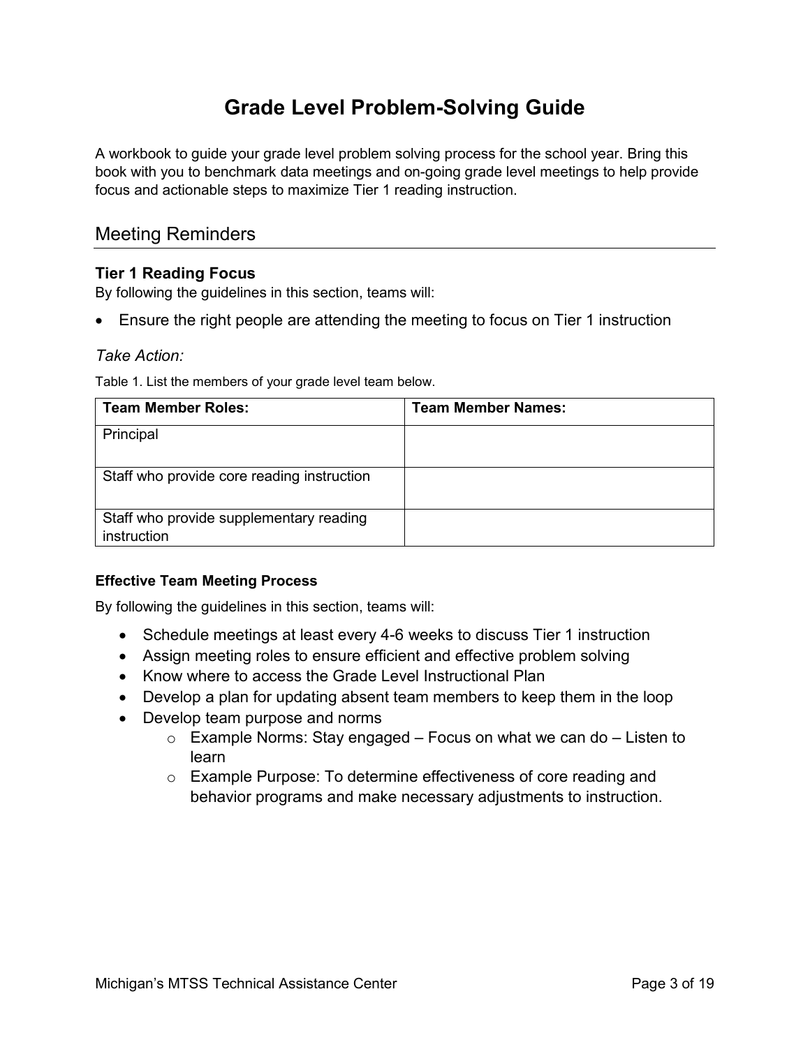# Grade Level Problem-Solving Guide

A workbook to guide your grade level problem solving process for the school year. Bring this book with you to benchmark data meetings and on-going grade level meetings to help provide focus and actionable steps to maximize Tier 1 reading instruction.

## Meeting Reminders

### Tier 1 Reading Focus

By following the guidelines in this section, teams will:

- Ensure the right people are attending the meeting to focus on Tier 1 instruction

*Take Action:*

Table 1. List the members of your grade level team below.

| Team Member Roles: | Team Member Names: |
|---|---|
| Principal | |
| Staff who provide core reading instruction | |
| Staff who provide supplementary reading instruction | |

#### Effective Team Meeting Process

By following the guidelines in this section, teams will:

- Schedule meetings at least every 4-6 weeks to discuss Tier 1 instruction
- Assign meeting roles to ensure efficient and effective problem solving
- Know where to access the Grade Level Instructional Plan
- Develop a plan for updating absent team members to keep them in the loop
- Develop team purpose and norms
  - Example Norms: Stay engaged – Focus on what we can do – Listen to learn
  - Example Purpose: To determine effectiveness of core reading and behavior programs and make necessary adjustments to instruction.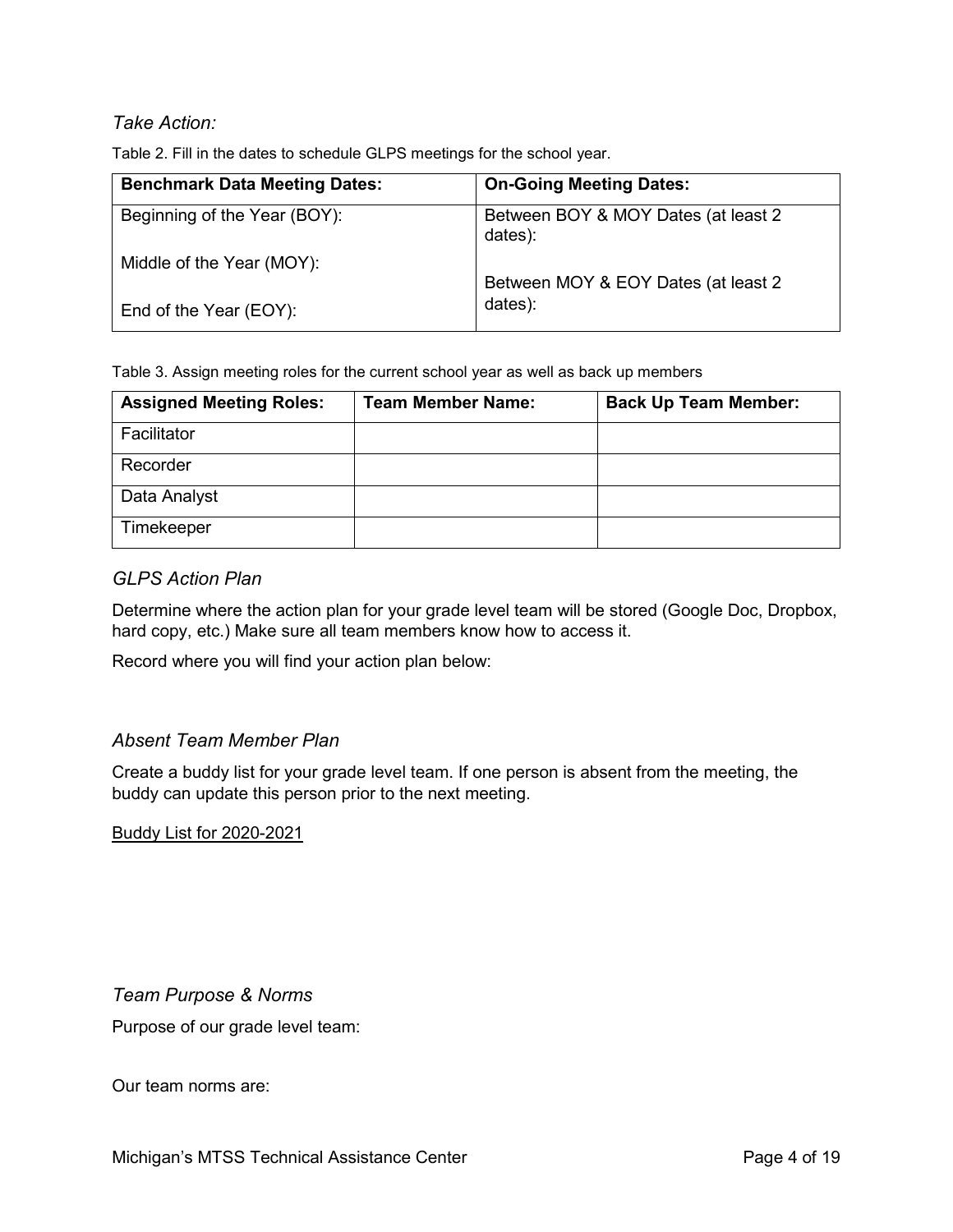*Take Action:*

Table 2. Fill in the dates to schedule GLPS meetings for the school year.

| **Benchmark Data Meeting Dates:** | **On-Going Meeting Dates:** |
|---|---|
| Beginning of the Year (BOY):<br><br>Middle of the Year (MOY):<br><br>End of the Year (EOY): | Between BOY & MOY Dates (at least 2 dates):<br><br>Between MOY & EOY Dates (at least 2 dates): |

Table 3. Assign meeting roles for the current school year as well as back up members

| **Assigned Meeting Roles:** | **Team Member Name:** | **Back Up Team Member:** |
|---|---|---|
| Facilitator | | |
| Recorder | | |
| Data Analyst | | |
| Timekeeper | | |

### *GLPS Action Plan*

Determine where the action plan for your grade level team will be stored (Google Doc, Dropbox, hard copy, etc.) Make sure all team members know how to access it.

Record where you will find your action plan below:

### *Absent Team Member Plan*

Create a buddy list for your grade level team. If one person is absent from the meeting, the buddy can update this person prior to the next meeting.

<u>Buddy List for 2020-2021</u>

### *Team Purpose & Norms*

Purpose of our grade level team:

Our team norms are: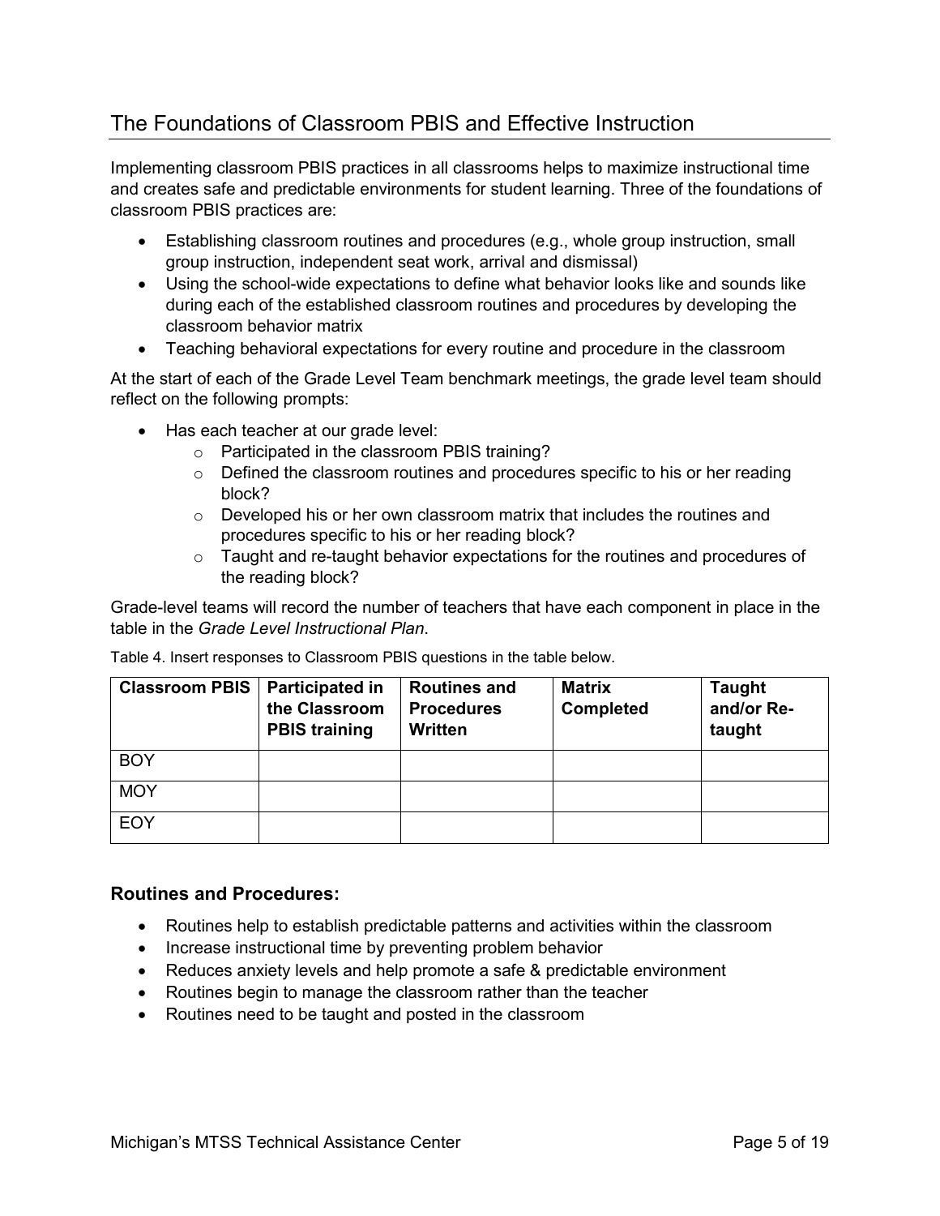## The Foundations of Classroom PBIS and Effective Instruction

Implementing classroom PBIS practices in all classrooms helps to maximize instructional time and creates safe and predictable environments for student learning. Three of the foundations of classroom PBIS practices are:

- Establishing classroom routines and procedures (e.g., whole group instruction, small group instruction, independent seat work, arrival and dismissal)
- Using the school-wide expectations to define what behavior looks like and sounds like during each of the established classroom routines and procedures by developing the classroom behavior matrix
- Teaching behavioral expectations for every routine and procedure in the classroom

At the start of each of the Grade Level Team benchmark meetings, the grade level team should reflect on the following prompts:

- Has each teacher at our grade level:
  - Participated in the classroom PBIS training?
  - Defined the classroom routines and procedures specific to his or her reading block?
  - Developed his or her own classroom matrix that includes the routines and procedures specific to his or her reading block?
  - Taught and re-taught behavior expectations for the routines and procedures of the reading block?

Grade-level teams will record the number of teachers that have each component in place in the table in the *Grade Level Instructional Plan*.

Table 4. Insert responses to Classroom PBIS questions in the table below.

| Classroom PBIS | Participated in the Classroom PBIS training | Routines and Procedures Written | Matrix Completed | Taught and/or Re-taught |
|---|---|---|---|---|
| BOY | | | | |
| MOY | | | | |
| EOY | | | | |

### Routines and Procedures:

- Routines help to establish predictable patterns and activities within the classroom
- Increase instructional time by preventing problem behavior
- Reduces anxiety levels and help promote a safe & predictable environment
- Routines begin to manage the classroom rather than the teacher
- Routines need to be taught and posted in the classroom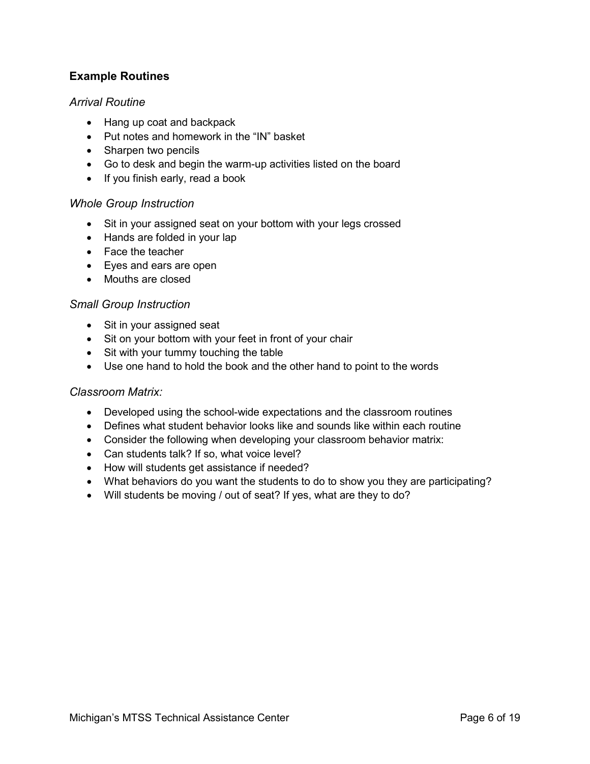### Example Routines

*Arrival Routine*

- Hang up coat and backpack
- Put notes and homework in the "IN" basket
- Sharpen two pencils
- Go to desk and begin the warm-up activities listed on the board
- If you finish early, read a book

*Whole Group Instruction*

- Sit in your assigned seat on your bottom with your legs crossed
- Hands are folded in your lap
- Face the teacher
- Eyes and ears are open
- Mouths are closed

*Small Group Instruction*

- Sit in your assigned seat
- Sit on your bottom with your feet in front of your chair
- Sit with your tummy touching the table
- Use one hand to hold the book and the other hand to point to the words

*Classroom Matrix:*

- Developed using the school-wide expectations and the classroom routines
- Defines what student behavior looks like and sounds like within each routine
- Consider the following when developing your classroom behavior matrix:
- Can students talk? If so, what voice level?
- How will students get assistance if needed?
- What behaviors do you want the students to do to show you they are participating?
- Will students be moving / out of seat? If yes, what are they to do?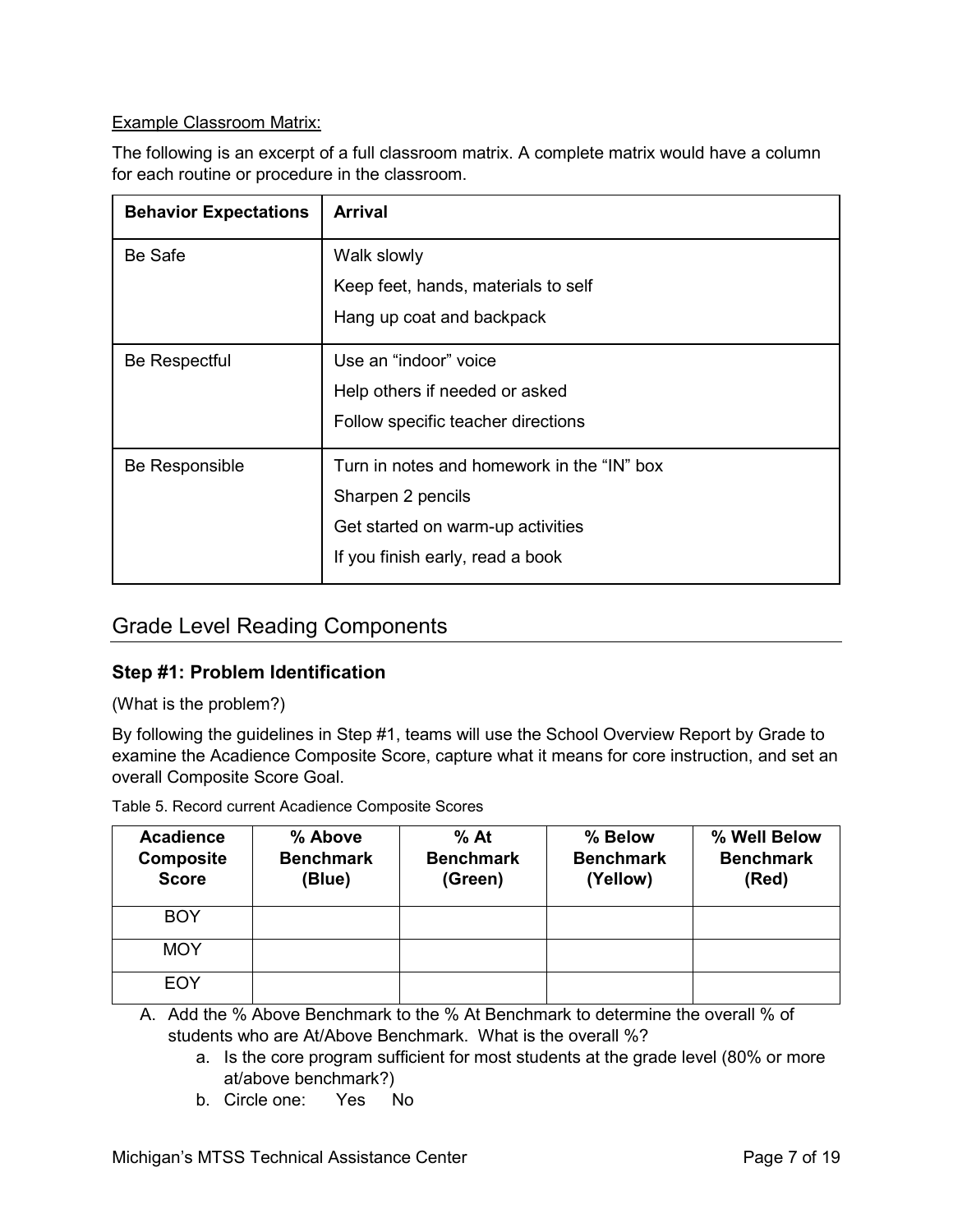Example Classroom Matrix:

The following is an excerpt of a full classroom matrix. A complete matrix would have a column for each routine or procedure in the classroom.

| Behavior Expectations | Arrival |
|---|---|
| Be Safe | Walk slowly<br>Keep feet, hands, materials to self<br>Hang up coat and backpack |
| Be Respectful | Use an “indoor” voice<br>Help others if needed or asked<br>Follow specific teacher directions |
| Be Responsible | Turn in notes and homework in the “IN” box<br>Sharpen 2 pencils<br>Get started on warm-up activities<br>If you finish early, read a book |

## Grade Level Reading Components

### Step #1: Problem Identification

(What is the problem?)

By following the guidelines in Step #1, teams will use the School Overview Report by Grade to examine the Acadience Composite Score, capture what it means for core instruction, and set an overall Composite Score Goal.

Table 5. Record current Acadience Composite Scores

| Acadience Composite Score | % Above Benchmark (Blue) | % At Benchmark (Green) | % Below Benchmark (Yellow) | % Well Below Benchmark (Red) |
|---|---|---|---|---|
| BOY | | | | |
| MOY | | | | |
| EOY | | | | |

A. Add the % Above Benchmark to the % At Benchmark to determine the overall % of students who are At/Above Benchmark. What is the overall %?
   a. Is the core program sufficient for most students at the grade level (80% or more at/above benchmark?)
   b. Circle one: Yes No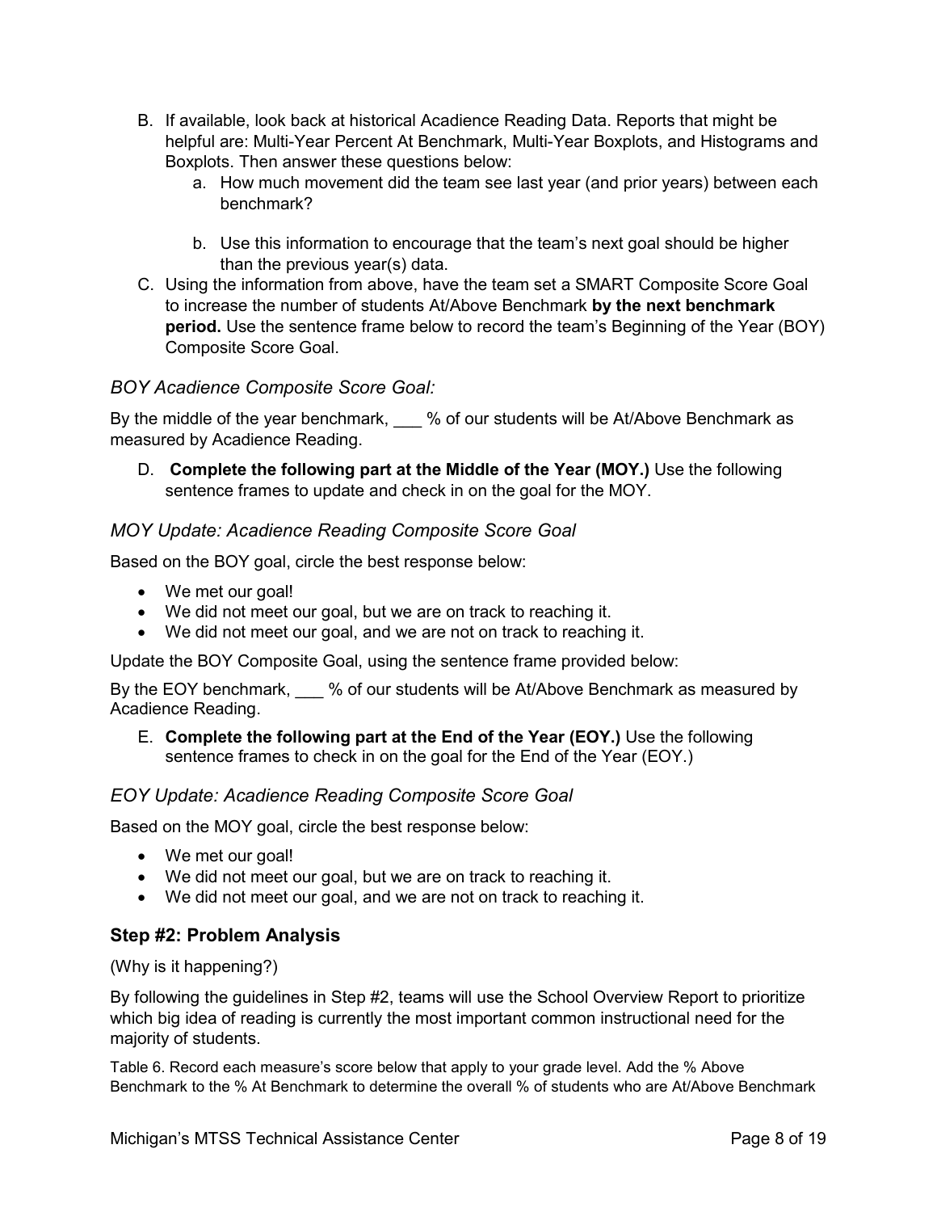B. If available, look back at historical Acadience Reading Data. Reports that might be helpful are: Multi-Year Percent At Benchmark, Multi-Year Boxplots, and Histograms and Boxplots. Then answer these questions below:
   a. How much movement did the team see last year (and prior years) between each benchmark?

   b. Use this information to encourage that the team's next goal should be higher than the previous year(s) data.

C. Using the information from above, have the team set a SMART Composite Score Goal to increase the number of students At/Above Benchmark **by the next benchmark period.** Use the sentence frame below to record the team's Beginning of the Year (BOY) Composite Score Goal.

### *BOY Acadience Composite Score Goal:*

By the middle of the year benchmark, ___ % of our students will be At/Above Benchmark as measured by Acadience Reading.

D. **Complete the following part at the Middle of the Year (MOY.)** Use the following sentence frames to update and check in on the goal for the MOY.

### *MOY Update: Acadience Reading Composite Score Goal*

Based on the BOY goal, circle the best response below:

- We met our goal!
- We did not meet our goal, but we are on track to reaching it.
- We did not meet our goal, and we are not on track to reaching it.

Update the BOY Composite Goal, using the sentence frame provided below:

By the EOY benchmark, ___ % of our students will be At/Above Benchmark as measured by Acadience Reading.

E. **Complete the following part at the End of the Year (EOY.)** Use the following sentence frames to check in on the goal for the End of the Year (EOY.)

### *EOY Update: Acadience Reading Composite Score Goal*

Based on the MOY goal, circle the best response below:

- We met our goal!
- We did not meet our goal, but we are on track to reaching it.
- We did not meet our goal, and we are not on track to reaching it.

## Step #2: Problem Analysis

(Why is it happening?)

By following the guidelines in Step #2, teams will use the School Overview Report to prioritize which big idea of reading is currently the most important common instructional need for the majority of students.

Table 6. Record each measure's score below that apply to your grade level. Add the % Above Benchmark to the % At Benchmark to determine the overall % of students who are At/Above Benchmark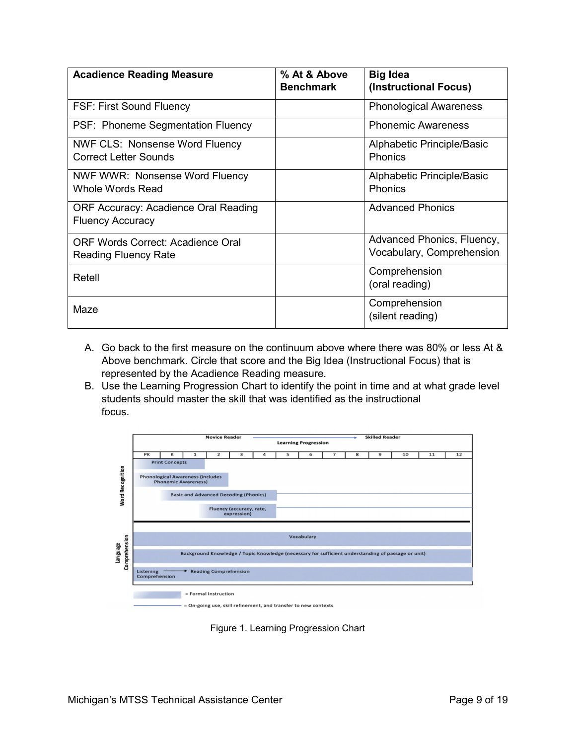| Acadience Reading Measure | % At & Above Benchmark | Big Idea (Instructional Focus) |
|---|---|---|
| FSF: First Sound Fluency | | Phonological Awareness |
| PSF: Phoneme Segmentation Fluency | | Phonemic Awareness |
| NWF CLS: Nonsense Word Fluency Correct Letter Sounds | | Alphabetic Principle/Basic Phonics |
| NWF WWR: Nonsense Word Fluency Whole Words Read | | Alphabetic Principle/Basic Phonics |
| ORF Accuracy: Acadience Oral Reading Fluency Accuracy | | Advanced Phonics |
| ORF Words Correct: Acadience Oral Reading Fluency Rate | | Advanced Phonics, Fluency, Vocabulary, Comprehension |
| Retell | | Comprehension (oral reading) |
| Maze | | Comprehension (silent reading) |

A. Go back to the first measure on the continuum above where there was 80% or less At & Above benchmark. Circle that score and the Big Idea (Instructional Focus) that is represented by the Acadience Reading measure.
B. Use the Learning Progression Chart to identify the point in time and at what grade level students should master the skill that was identified as the instructional focus.

Figure 1. Learning Progression Chart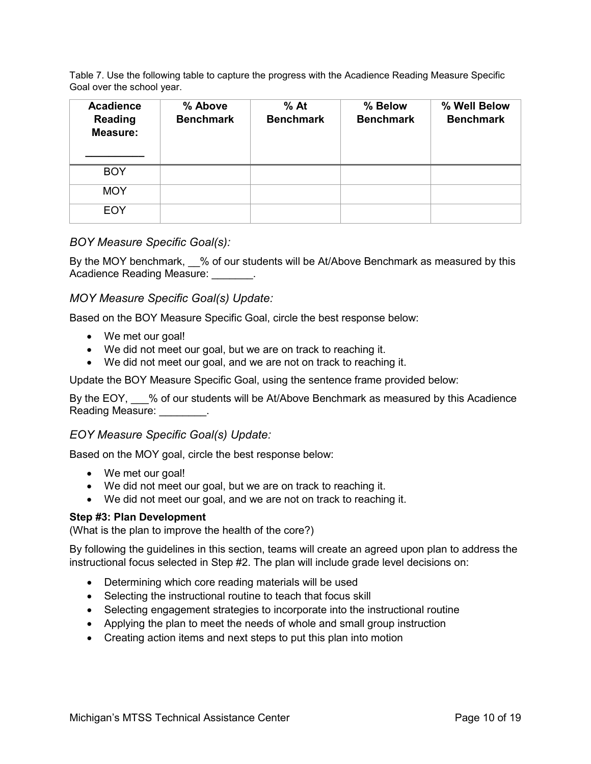Table 7. Use the following table to capture the progress with the Acadience Reading Measure Specific Goal over the school year.

| Acadience Reading Measure: __________ | % Above Benchmark | % At Benchmark | % Below Benchmark | % Well Below Benchmark |
|---|---|---|---|---|
| BOY | | | | |
| MOY | | | | |
| EOY | | | | |

### *BOY Measure Specific Goal(s):*

By the MOY benchmark, __% of our students will be At/Above Benchmark as measured by this Acadience Reading Measure: _______.

### *MOY Measure Specific Goal(s) Update:*

Based on the BOY Measure Specific Goal, circle the best response below:

- We met our goal!
- We did not meet our goal, but we are on track to reaching it.
- We did not meet our goal, and we are not on track to reaching it.

Update the BOY Measure Specific Goal, using the sentence frame provided below:

By the EOY, ___% of our students will be At/Above Benchmark as measured by this Acadience Reading Measure: ________.

### *EOY Measure Specific Goal(s) Update:*

Based on the MOY goal, circle the best response below:

- We met our goal!
- We did not meet our goal, but we are on track to reaching it.
- We did not meet our goal, and we are not on track to reaching it.

**Step #3: Plan Development**

(What is the plan to improve the health of the core?)

By following the guidelines in this section, teams will create an agreed upon plan to address the instructional focus selected in Step #2. The plan will include grade level decisions on:

- Determining which core reading materials will be used
- Selecting the instructional routine to teach that focus skill
- Selecting engagement strategies to incorporate into the instructional routine
- Applying the plan to meet the needs of whole and small group instruction
- Creating action items and next steps to put this plan into motion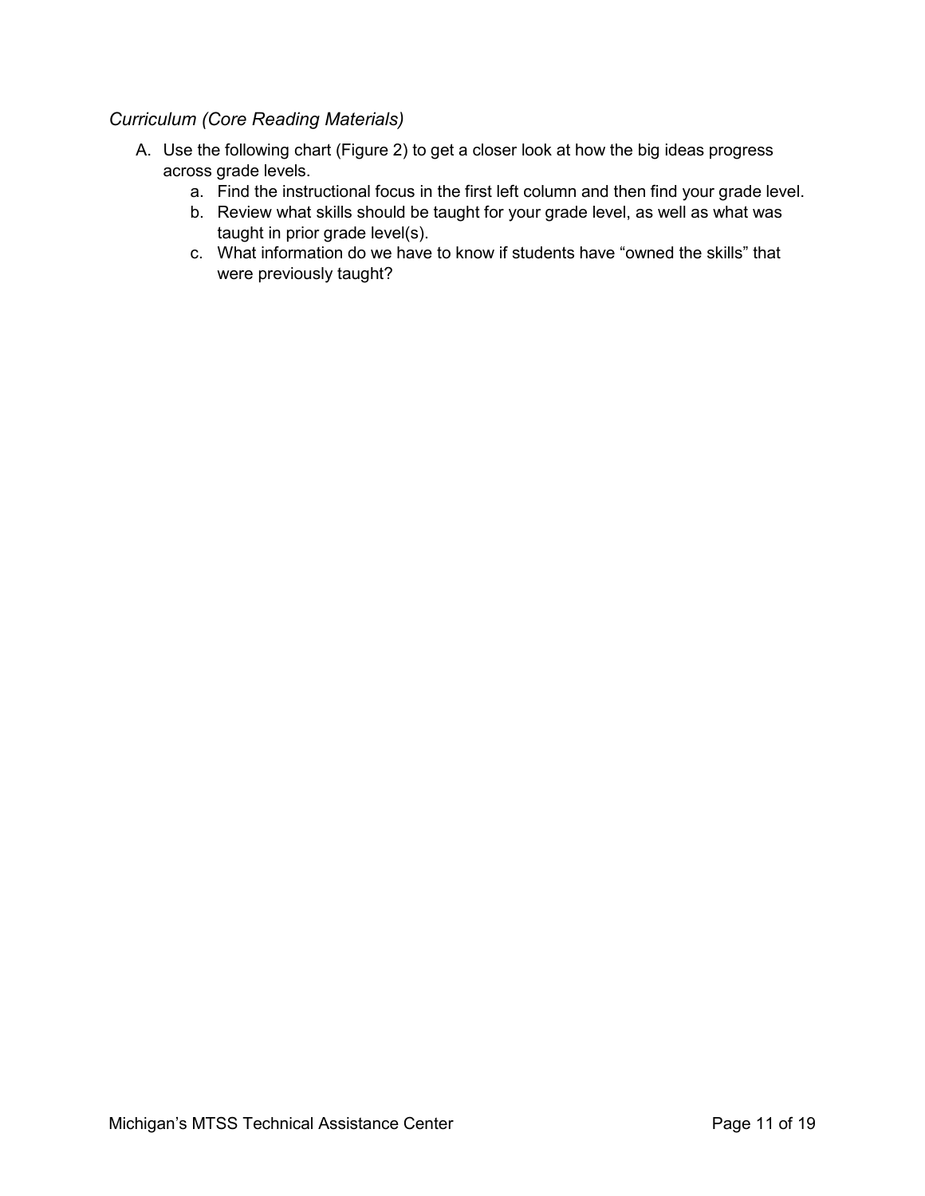*Curriculum (Core Reading Materials)*

A. Use the following chart (Figure 2) to get a closer look at how the big ideas progress across grade levels.
    a. Find the instructional focus in the first left column and then find your grade level.
    b. Review what skills should be taught for your grade level, as well as what was taught in prior grade level(s).
    c. What information do we have to know if students have “owned the skills” that were previously taught?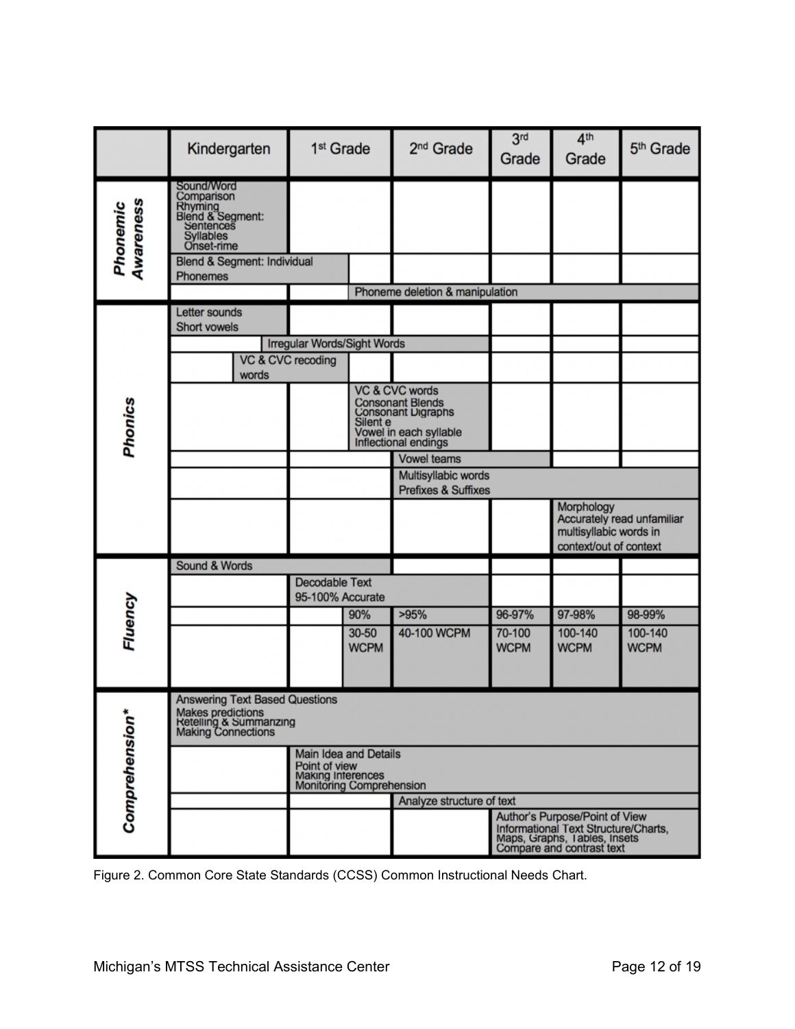| | Kindergarten | 1st Grade | 2nd Grade | 3rd Grade | 4th Grade | 5th Grade |
|---|---|---|---|---|---|---|
| **Phonemic Awareness** | Sound/Word Comparison<br>Rhyming<br>Blend & Segment:<br>Sentences<br>Syllables<br>Onset-rime | | | | | |
| | Blend & Segment: Individual Phonemes | | | | | |
| | | | Phoneme deletion & manipulation | | | |
| **Phonics** | Letter sounds<br>Short vowels | | | | | |
| | Irregular Words/Sight Words | | | | | |
| | VC & CVC recoding words | | | | | |
| | | VC & CVC words<br>Consonant Blends<br>Consonant Digraphs<br>Silent e<br>Vowel in each syllable<br>Inflectional endings | | | | |
| | | | Vowel teams | | | |
| | | | Multisyllabic words<br>Prefixes & Suffixes | | | |
| | | | | | Morphology<br>Accurately read unfamiliar multisyllabic words in context/out of context | |
| **Fluency** | Sound & Words | | | | | |
| | | Decodable Text<br>95-100% Accurate | | | | |
| | | 90% | >95% | 96-97% | 97-98% | 98-99% |
| | | 30-50 WCPM | 40-100 WCPM | 70-100 WCPM | 100-140 WCPM | 100-140 WCPM |
| **Comprehension*** | Answering Text Based Questions<br>Makes predictions<br>Retelling & Summarizing<br>Making Connections | | | | | |
| | | Main Idea and Details<br>Point of view<br>Making Inferences<br>Monitoring Comprehension | | | | |
| | | | Analyze structure of text | | | |
| | | | | Author's Purpose/Point of View<br>Informational Text Structure/Charts, Maps, Graphs, Tables, Insets<br>Compare and contrast text | | |

Figure 2. Common Core State Standards (CCSS) Common Instructional Needs Chart.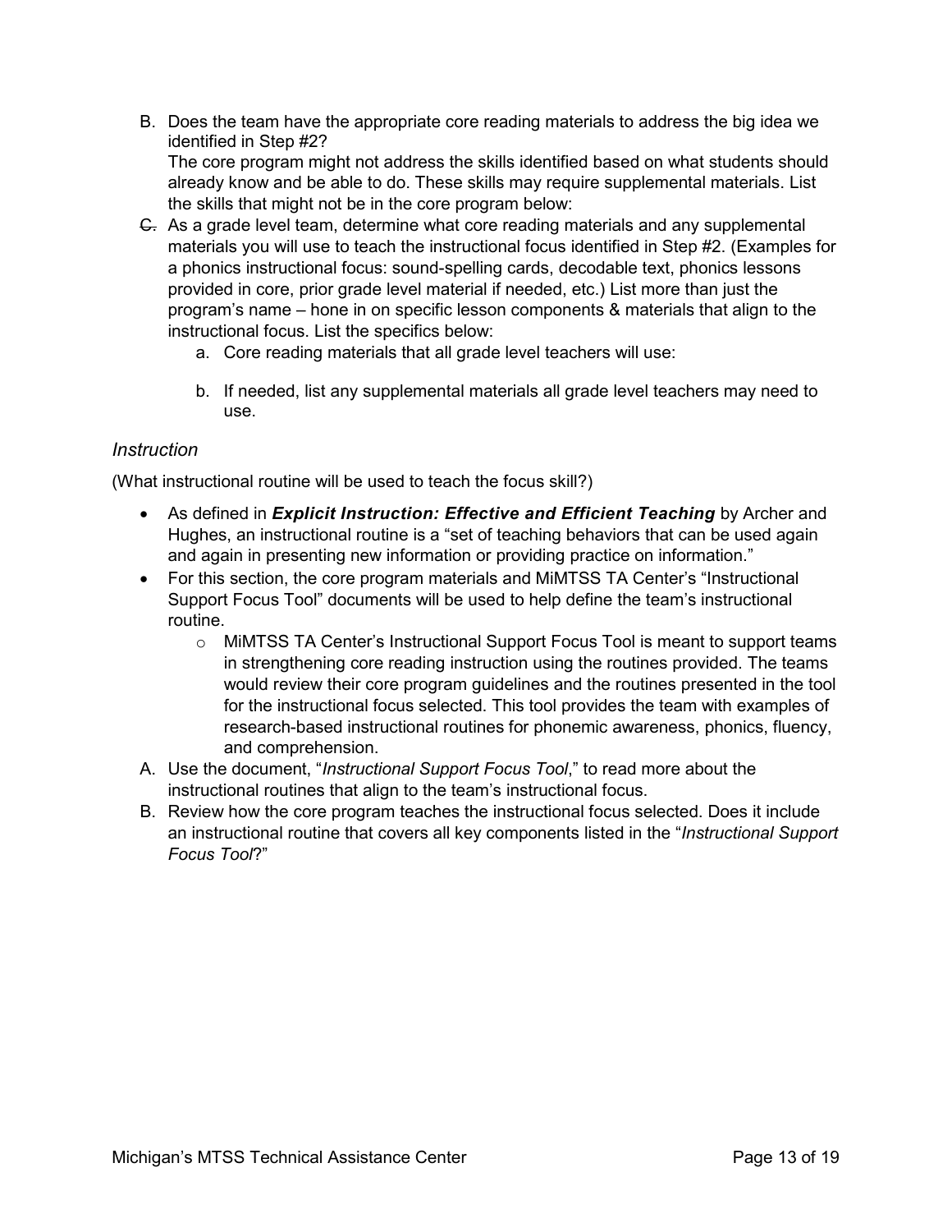B. Does the team have the appropriate core reading materials to address the big idea we identified in Step #2?
   The core program might not address the skills identified based on what students should already know and be able to do. These skills may require supplemental materials. List the skills that might not be in the core program below:

C. As a grade level team, determine what core reading materials and any supplemental materials you will use to teach the instructional focus identified in Step #2. (Examples for a phonics instructional focus: sound-spelling cards, decodable text, phonics lessons provided in core, prior grade level material if needed, etc.) List more than just the program's name – hone in on specific lesson components & materials that align to the instructional focus. List the specifics below:
   a. Core reading materials that all grade level teachers will use:

   b. If needed, list any supplemental materials all grade level teachers may need to use.

### *Instruction*

(What instructional routine will be used to teach the focus skill?)

- As defined in ***Explicit Instruction: Effective and Efficient Teaching*** by Archer and Hughes, an instructional routine is a "set of teaching behaviors that can be used again and again in presenting new information or providing practice on information."
- For this section, the core program materials and MiMTSS TA Center's "Instructional Support Focus Tool" documents will be used to help define the team's instructional routine.
  - MiMTSS TA Center's Instructional Support Focus Tool is meant to support teams in strengthening core reading instruction using the routines provided. The teams would review their core program guidelines and the routines presented in the tool for the instructional focus selected. This tool provides the team with examples of research-based instructional routines for phonemic awareness, phonics, fluency, and comprehension.

A. Use the document, "*Instructional Support Focus Tool*," to read more about the instructional routines that align to the team's instructional focus.

B. Review how the core program teaches the instructional focus selected. Does it include an instructional routine that covers all key components listed in the "*Instructional Support Focus Tool*?"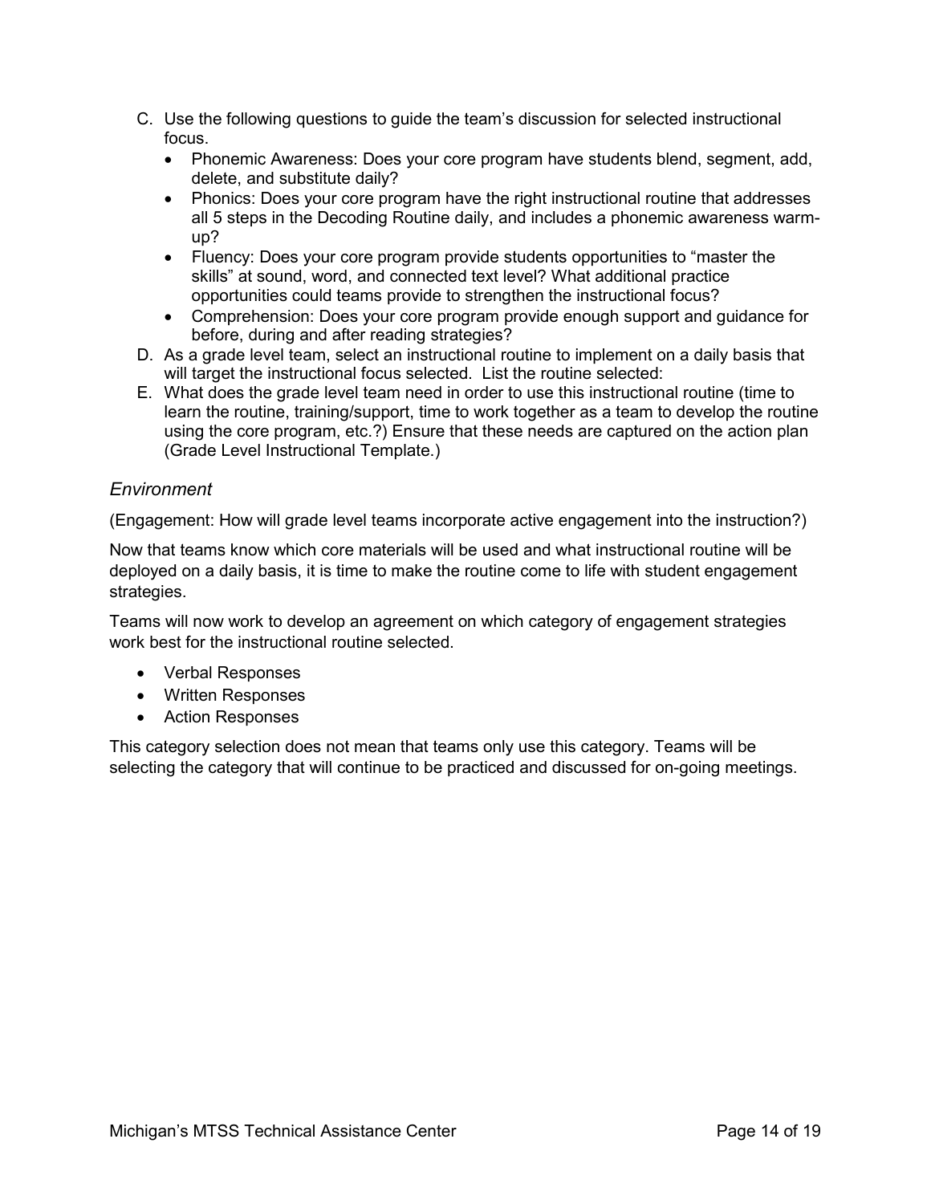C. Use the following questions to guide the team's discussion for selected instructional focus.
    - Phonemic Awareness: Does your core program have students blend, segment, add, delete, and substitute daily?
    - Phonics: Does your core program have the right instructional routine that addresses all 5 steps in the Decoding Routine daily, and includes a phonemic awareness warm-up?
    - Fluency: Does your core program provide students opportunities to "master the skills" at sound, word, and connected text level? What additional practice opportunities could teams provide to strengthen the instructional focus?
    - Comprehension: Does your core program provide enough support and guidance for before, during and after reading strategies?

D. As a grade level team, select an instructional routine to implement on a daily basis that will target the instructional focus selected. List the routine selected:

E. What does the grade level team need in order to use this instructional routine (time to learn the routine, training/support, time to work together as a team to develop the routine using the core program, etc.?) Ensure that these needs are captured on the action plan (Grade Level Instructional Template.)

### *Environment*

(Engagement: How will grade level teams incorporate active engagement into the instruction?)

Now that teams know which core materials will be used and what instructional routine will be deployed on a daily basis, it is time to make the routine come to life with student engagement strategies.

Teams will now work to develop an agreement on which category of engagement strategies work best for the instructional routine selected.

- Verbal Responses
- Written Responses
- Action Responses

This category selection does not mean that teams only use this category. Teams will be selecting the category that will continue to be practiced and discussed for on-going meetings.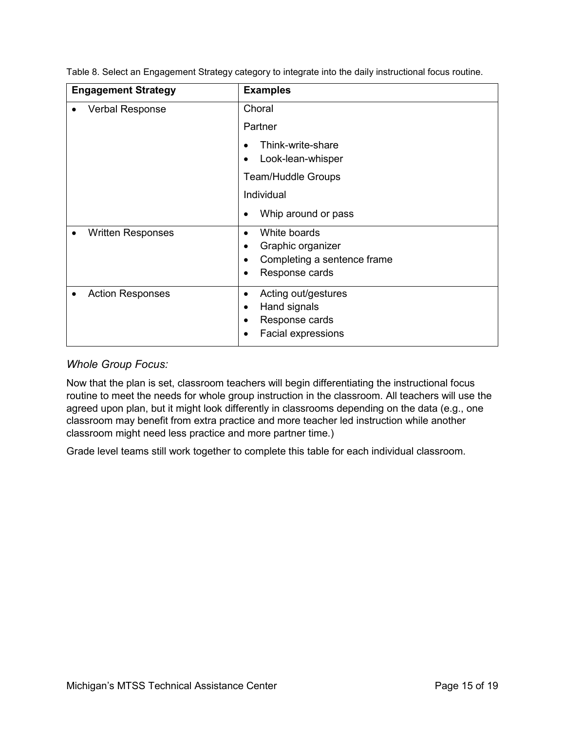Table 8. Select an Engagement Strategy category to integrate into the daily instructional focus routine.

| Engagement Strategy | Examples |
| --- | --- |
| • Verbal Response | Choral<br>Partner<br>• Think-write-share<br>• Look-lean-whisper<br>Team/Huddle Groups<br>Individual<br>• Whip around or pass |
| • Written Responses | • White boards<br>• Graphic organizer<br>• Completing a sentence frame<br>• Response cards |
| • Action Responses | • Acting out/gestures<br>• Hand signals<br>• Response cards<br>• Facial expressions |

### *Whole Group Focus:*

Now that the plan is set, classroom teachers will begin differentiating the instructional focus routine to meet the needs for whole group instruction in the classroom. All teachers will use the agreed upon plan, but it might look differently in classrooms depending on the data (e.g., one classroom may benefit from extra practice and more teacher led instruction while another classroom might need less practice and more partner time.)

Grade level teams still work together to complete this table for each individual classroom.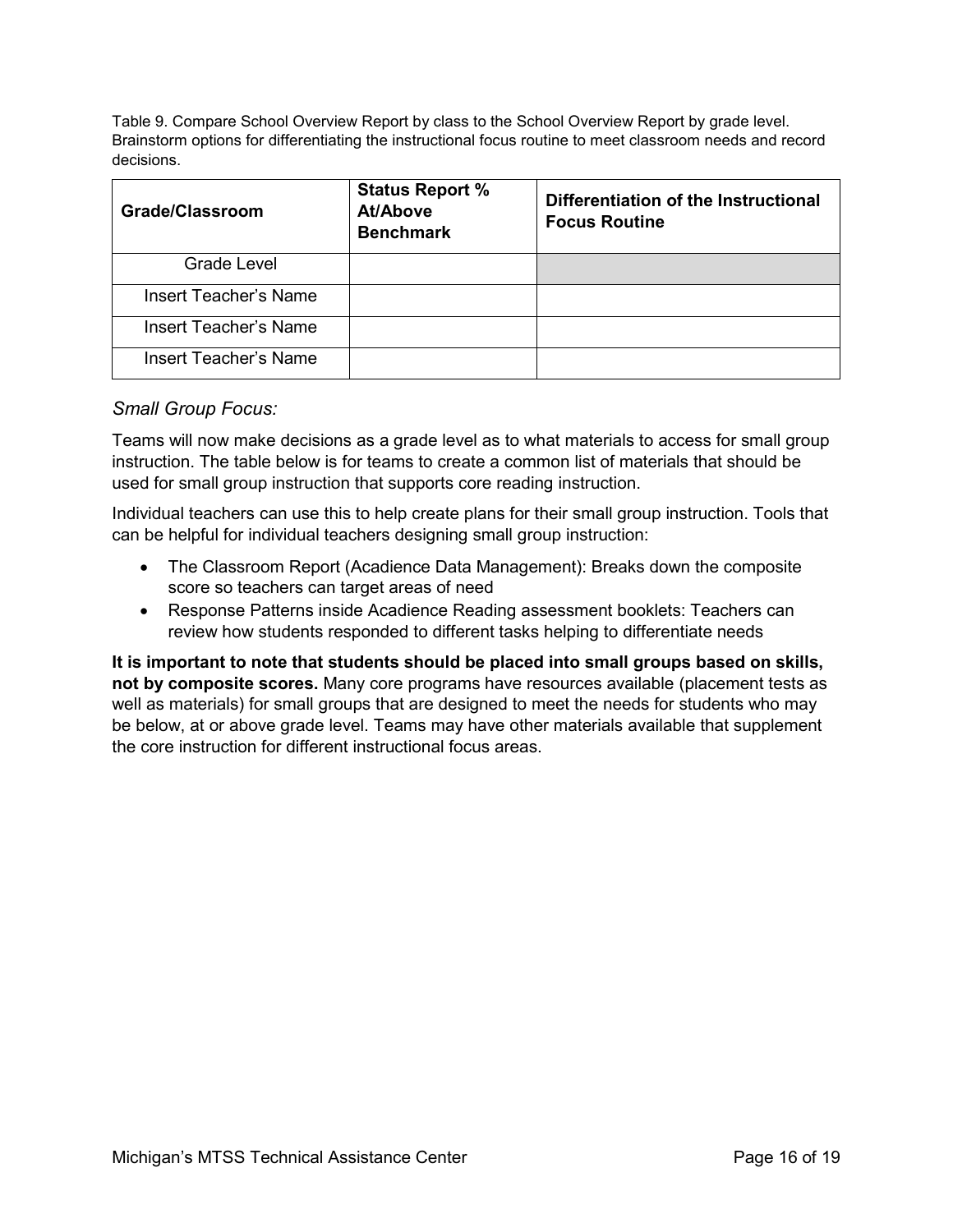Table 9. Compare School Overview Report by class to the School Overview Report by grade level. Brainstorm options for differentiating the instructional focus routine to meet classroom needs and record decisions.

| Grade/Classroom | Status Report % At/Above Benchmark | Differentiation of the Instructional Focus Routine |
|---|---|---|
| Grade Level | | |
| Insert Teacher's Name | | |
| Insert Teacher's Name | | |
| Insert Teacher's Name | | |

*Small Group Focus:*

Teams will now make decisions as a grade level as to what materials to access for small group instruction. The table below is for teams to create a common list of materials that should be used for small group instruction that supports core reading instruction.

Individual teachers can use this to help create plans for their small group instruction. Tools that can be helpful for individual teachers designing small group instruction:

- The Classroom Report (Acadience Data Management): Breaks down the composite score so teachers can target areas of need
- Response Patterns inside Acadience Reading assessment booklets: Teachers can review how students responded to different tasks helping to differentiate needs

**It is important to note that students should be placed into small groups based on skills, not by composite scores.** Many core programs have resources available (placement tests as well as materials) for small groups that are designed to meet the needs for students who may be below, at or above grade level. Teams may have other materials available that supplement the core instruction for different instructional focus areas.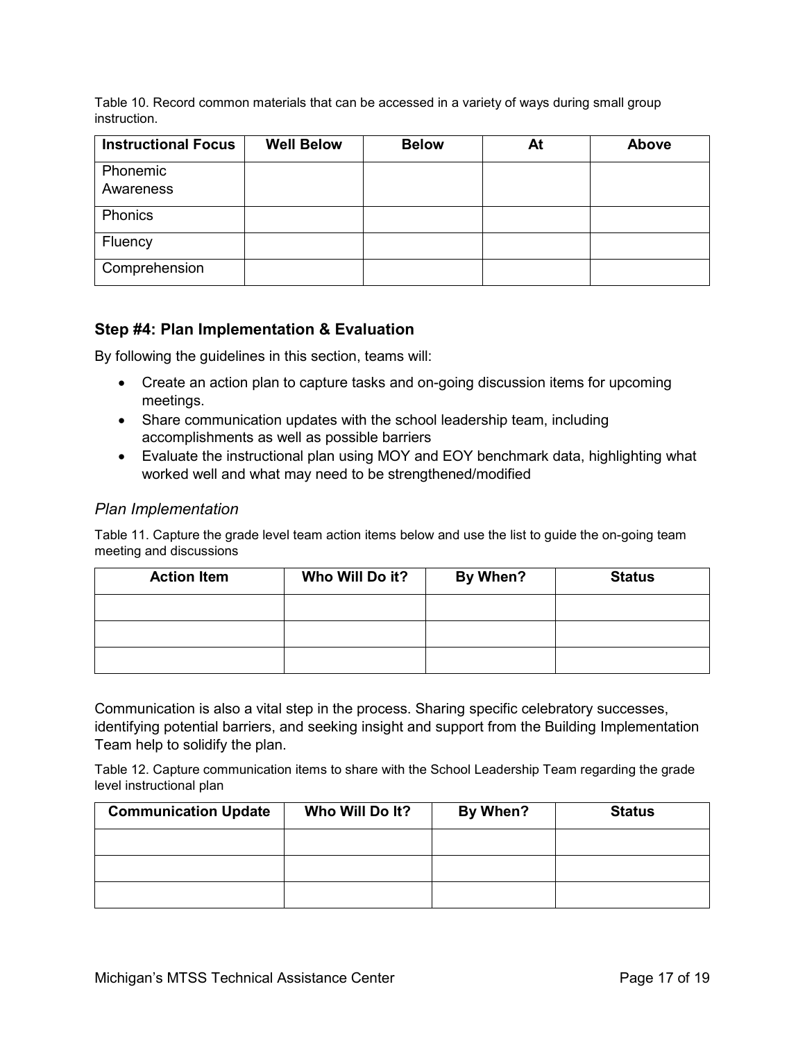Table 10. Record common materials that can be accessed in a variety of ways during small group instruction.

| Instructional Focus | Well Below | Below | At | Above |
| --- | --- | --- | --- | --- |
| Phonemic Awareness | | | | |
| Phonics | | | | |
| Fluency | | | | |
| Comprehension | | | | |

### Step #4: Plan Implementation & Evaluation

By following the guidelines in this section, teams will:

- Create an action plan to capture tasks and on-going discussion items for upcoming meetings.
- Share communication updates with the school leadership team, including accomplishments as well as possible barriers
- Evaluate the instructional plan using MOY and EOY benchmark data, highlighting what worked well and what may need to be strengthened/modified

#### *Plan Implementation*

Table 11. Capture the grade level team action items below and use the list to guide the on-going team meeting and discussions

| Action Item | Who Will Do it? | By When? | Status |
| --- | --- | --- | --- |
| | | | |
| | | | |
| | | | |

Communication is also a vital step in the process. Sharing specific celebratory successes, identifying potential barriers, and seeking insight and support from the Building Implementation Team help to solidify the plan.

Table 12. Capture communication items to share with the School Leadership Team regarding the grade level instructional plan

| Communication Update | Who Will Do It? | By When? | Status |
| --- | --- | --- | --- |
| | | | |
| | | | |
| | | | |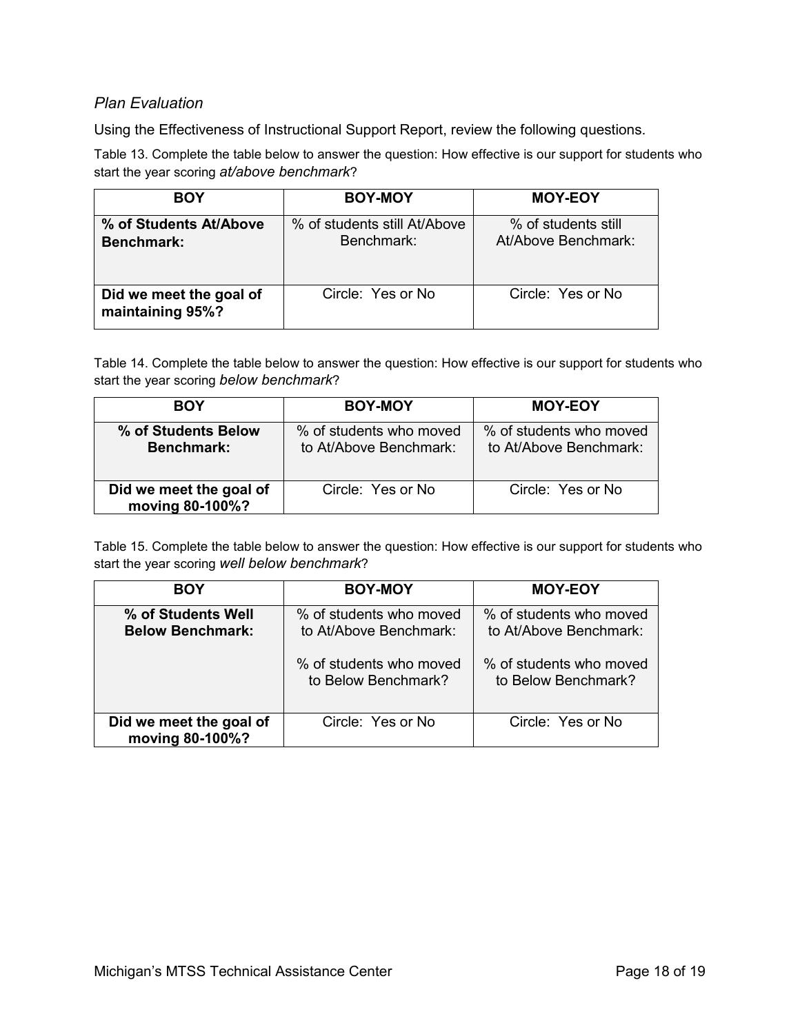*Plan Evaluation*

Using the Effectiveness of Instructional Support Report, review the following questions.

Table 13. Complete the table below to answer the question: How effective is our support for students who start the year scoring *at/above benchmark*?

| BOY | BOY-MOY | MOY-EOY |
|---|---|---|
| **% of Students At/Above Benchmark:** | % of students still At/Above Benchmark: | % of students still At/Above Benchmark: |
| **Did we meet the goal of maintaining 95%?** | Circle: Yes or No | Circle: Yes or No |

Table 14. Complete the table below to answer the question: How effective is our support for students who start the year scoring *below benchmark*?

| BOY | BOY-MOY | MOY-EOY |
|---|---|---|
| **% of Students Below Benchmark:** | % of students who moved to At/Above Benchmark: | % of students who moved to At/Above Benchmark: |
| **Did we meet the goal of moving 80-100%?** | Circle: Yes or No | Circle: Yes or No |

Table 15. Complete the table below to answer the question: How effective is our support for students who start the year scoring *well below benchmark*?

| BOY | BOY-MOY | MOY-EOY |
|---|---|---|
| **% of Students Well Below Benchmark:** | % of students who moved to At/Above Benchmark:<br><br>% of students who moved to Below Benchmark? | % of students who moved to At/Above Benchmark:<br><br>% of students who moved to Below Benchmark? |
| **Did we meet the goal of moving 80-100%?** | Circle: Yes or No | Circle: Yes or No |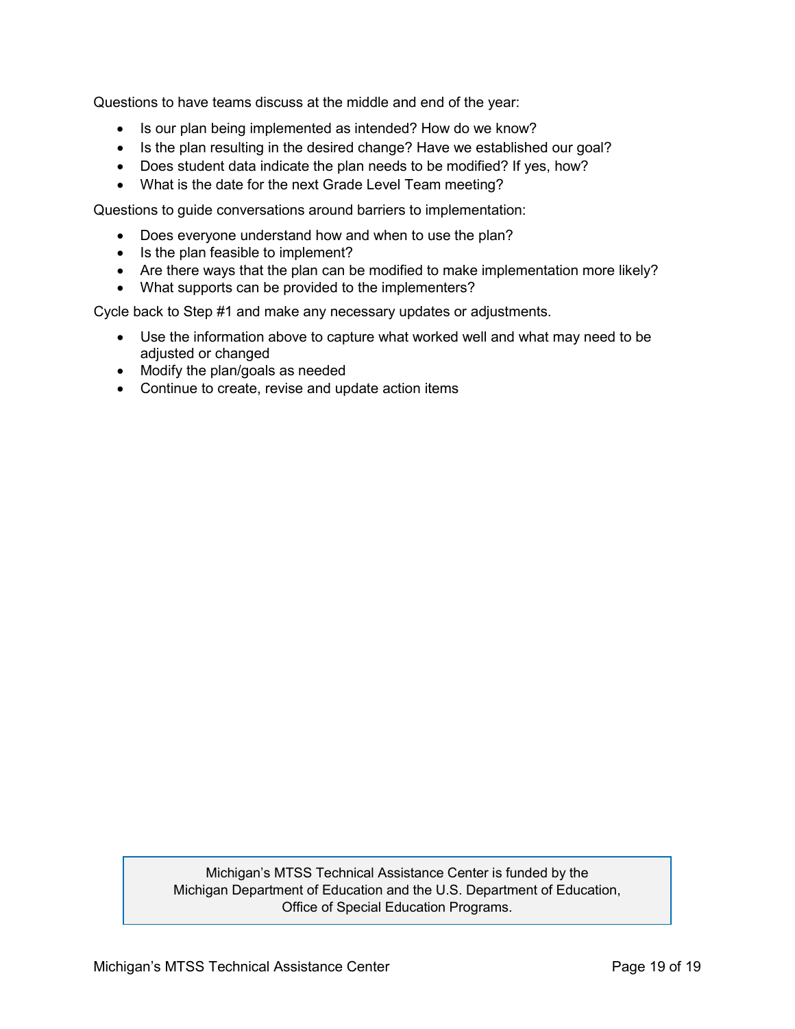Questions to have teams discuss at the middle and end of the year:

- Is our plan being implemented as intended? How do we know?
- Is the plan resulting in the desired change? Have we established our goal?
- Does student data indicate the plan needs to be modified? If yes, how?
- What is the date for the next Grade Level Team meeting?

Questions to guide conversations around barriers to implementation:

- Does everyone understand how and when to use the plan?
- Is the plan feasible to implement?
- Are there ways that the plan can be modified to make implementation more likely?
- What supports can be provided to the implementers?

Cycle back to Step #1 and make any necessary updates or adjustments.

- Use the information above to capture what worked well and what may need to be adjusted or changed
- Modify the plan/goals as needed
- Continue to create, revise and update action items

Michigan's MTSS Technical Assistance Center is funded by the Michigan Department of Education and the U.S. Department of Education, Office of Special Education Programs.